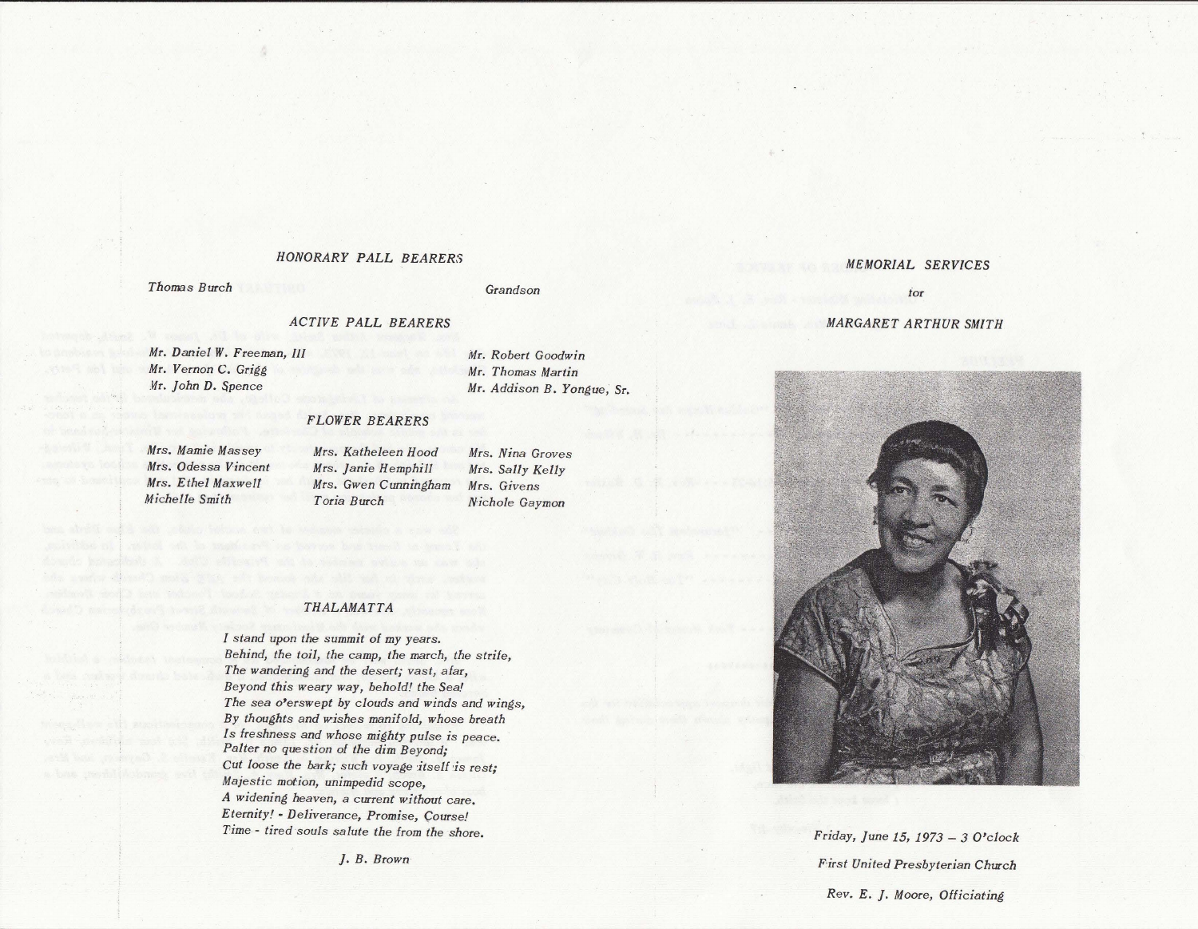## HONORARY PALL BEARERS

*Thomas Burch* — *Grandson*

## ACTIVE PALL BEARERS

*Mr. Daniel W. Freeman, III*
*Mr. Vernon C. Grigg*
*Mr. John D. Spence*
*Mr. Robert Goodwin*
*Mr. Thomas Martin*
*Mr. Addison B. Yongue, Sr.*

## FLOWER BEARERS

*Mrs. Mamie Massey*
*Mrs. Odessa Vincent*
*Mrs. Ethel Maxwell*
*Michelle Smith*
*Mrs. Katheleen Hood*
*Mrs. Janie Hemphill*
*Mrs. Gwen Cunningham*
*Toria Burch*
*Mrs. Nina Groves*
*Mrs. Sally Kelly*
*Mrs. Givens*
*Nichole Gaymon*

## THALAMATTA

*I stand upon the summit of my years.*
*Behind, the toil, the camp, the march, the strife,*
*The wandering and the desert; vast, afar,*
*Beyond this weary way, behold! the Sea!*
*The sea o'erswept by clouds and winds and wings,*
*By thoughts and wishes manifold, whose breath*
*Is freshness and whose mighty pulse is peace.*
*Palter no question of the dim Beyond;*
*Cut loose the bark; such voyage itself is rest;*
*Majestic motion, unimpeded scope,*
*A widening heaven, a current without care.*
*Eternity! - Deliverance, Promise, Course!*
*Time - tired souls salute the from the shore.*

*J. B. Brown*

## MEMORIAL SERVICES

*for*

## MARGARET ARTHUR SMITH

*Friday, June 15, 1973 – 3 O'clock*

*First United Presbyterian Church*

*Rev. E. J. Moore, Officiating*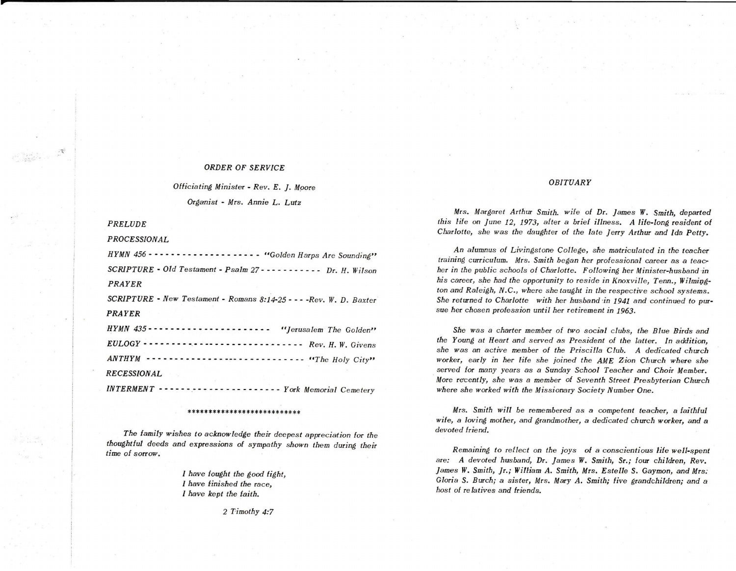## ORDER OF SERVICE

*Officiating Minister - Rev. E. J. Moore*

*Organist - Mrs. Annie L. Lutz*

*PRELUDE*

*PROCESSIONAL*

*HYMN 456 - - - - - - - - - - - - - - - - - - - - "Golden Harps Are Sounding"*

*SCRIPTURE - Old Testament - Psalm 27 - - - - - - - - - - - Dr. H. Wilson*

*PRAYER*

*SCRIPTURE - New Testament - Romans 8:14-25 - - - -Rev. W. D. Baxter*

*PRAYER*

*HYMN 435 - - - - - - - - - - - - - - - - - - - - - - - "Jerusalem The Golden"*

*EULOGY - - - - - - - - - - - - - - - - - - - - - - - - - - - - - - - Rev. H. W. Givens*

*ANTHYM - - - - - - - - - - - - - - - - - - - - - - - - - - - - - - "The Holy City"*

*RECESSIONAL*

*INTERMENT - - - - - - - - - - - - - - - - - - - - - - York Memorial Cemetery*

***************************

*The family wishes to acknowledge their deepest appreciation for the thoughtful deeds and expressions of sympathy shown them during their time of sorrow.*

*I have fought the good fight,*
*I have finished the race,*
*I have kept the faith.*

*2 Timothy 4:7*

## OBITUARY

*Mrs. Margaret Arthur Smith, wife of Dr. James W. Smith, departed this life on June 12, 1973, after a brief illness. A life-long resident of Charlotte, she was the daughter of the late Jerry Arthur and Ida Petty.*

*An alumnus of Livingstone College, she matriculated in the teacher training curriculum. Mrs. Smith began her professional career as a teacher in the public schools of Charlotte. Following her Minister-husband in his career, she had the opportunity to reside in Knoxville, Tenn., Wilmington and Raleigh, N.C., where she taught in the respective school systems. She returned to Charlotte with her husband in 1941 and continued to pursue her chosen profession until her retirement in 1963.*

*She was a charter member of two social clubs, the Blue Birds and the Young at Heart and served as President of the latter. In addition, she was an active member of the Priscilla Club. A dedicated church worker, early in her life she joined the AME Zion Church where she served for many years as a Sunday School Teacher and Choir Member. More recently, she was a member of Seventh Street Presbyterian Church where she worked with the Missionary Society Number One.*

*Mrs. Smith will be remembered as a competent teacher, a faithful wife, a loving mother, and grandmother, a dedicated church worker, and a devoted friend.*

*Remaining to reflect on the joys of a conscientious life well-spent are: A devoted husband, Dr. James W. Smith, Sr.; four children, Rev. James W. Smith, Jr.; William A. Smith, Mrs. Estelle S. Gaymon, and Mrs. Gloria S. Burch; a sister, Mrs. Mary A. Smith; five grandchildren; and a host of relatives and friends.*